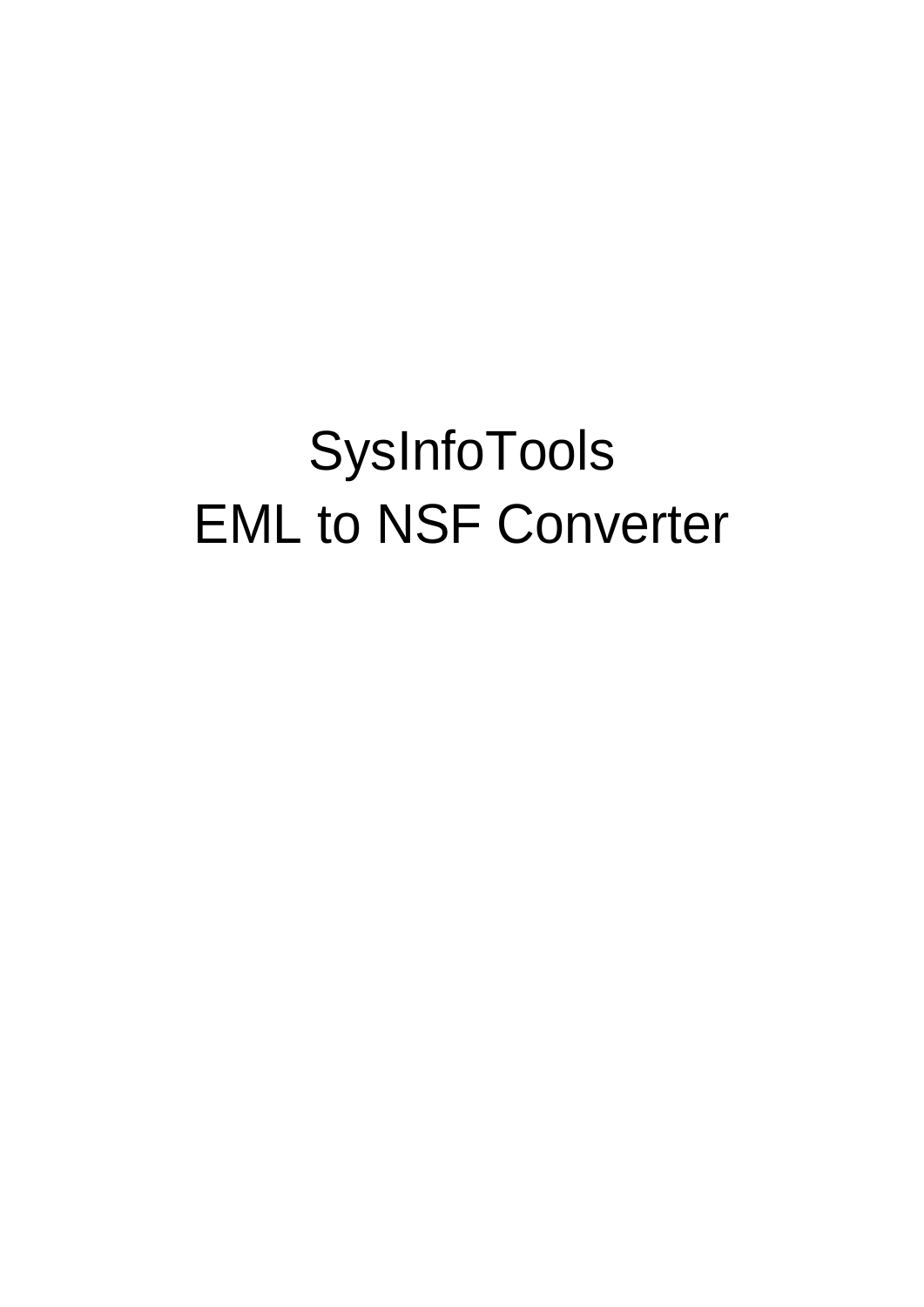# SysInfoTools
# EML to NSF Converter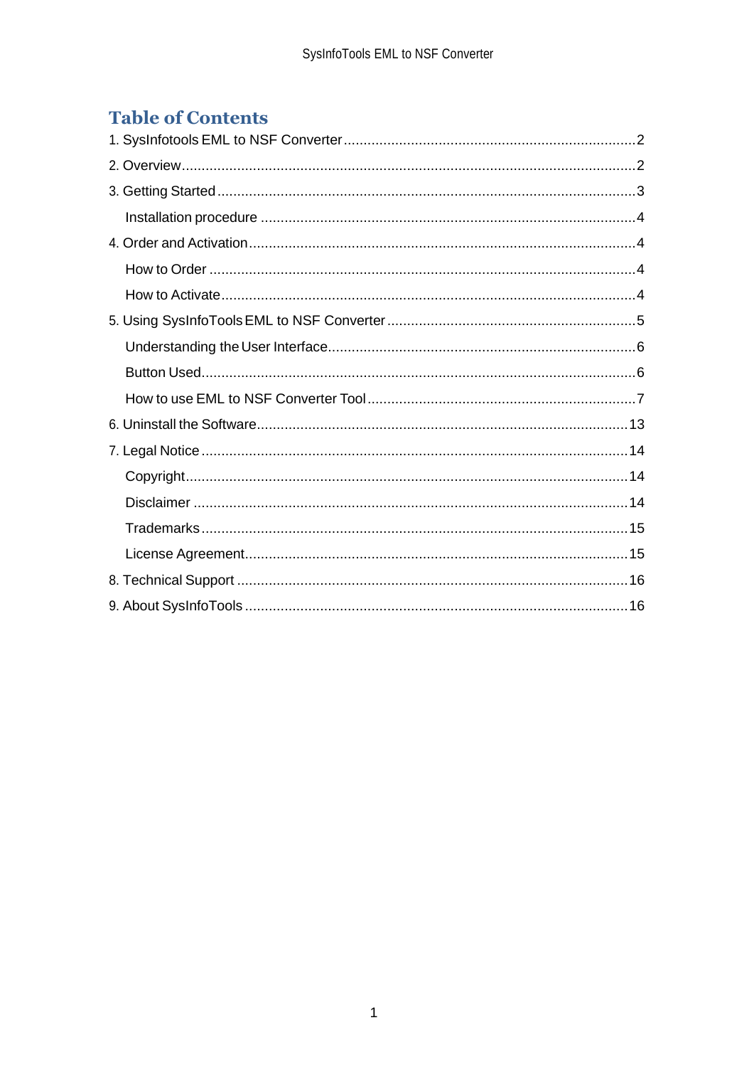# Table of Contents

1. SysInfotools EML to NSF Converter .......... 2
2. Overview .......... 2
3. Getting Started .......... 3
   - Installation procedure .......... 4
4. Order and Activation .......... 4
   - How to Order .......... 4
   - How to Activate .......... 4
5. Using SysInfoTools EML to NSF Converter .......... 5
   - Understanding the User Interface .......... 6
   - Button Used .......... 6
   - How to use EML to NSF Converter Tool .......... 7
6. Uninstall the Software .......... 13
7. Legal Notice .......... 14
   - Copyright .......... 14
   - Disclaimer .......... 14
   - Trademarks .......... 15
   - License Agreement .......... 15
8. Technical Support .......... 16
9. About SysInfoTools .......... 16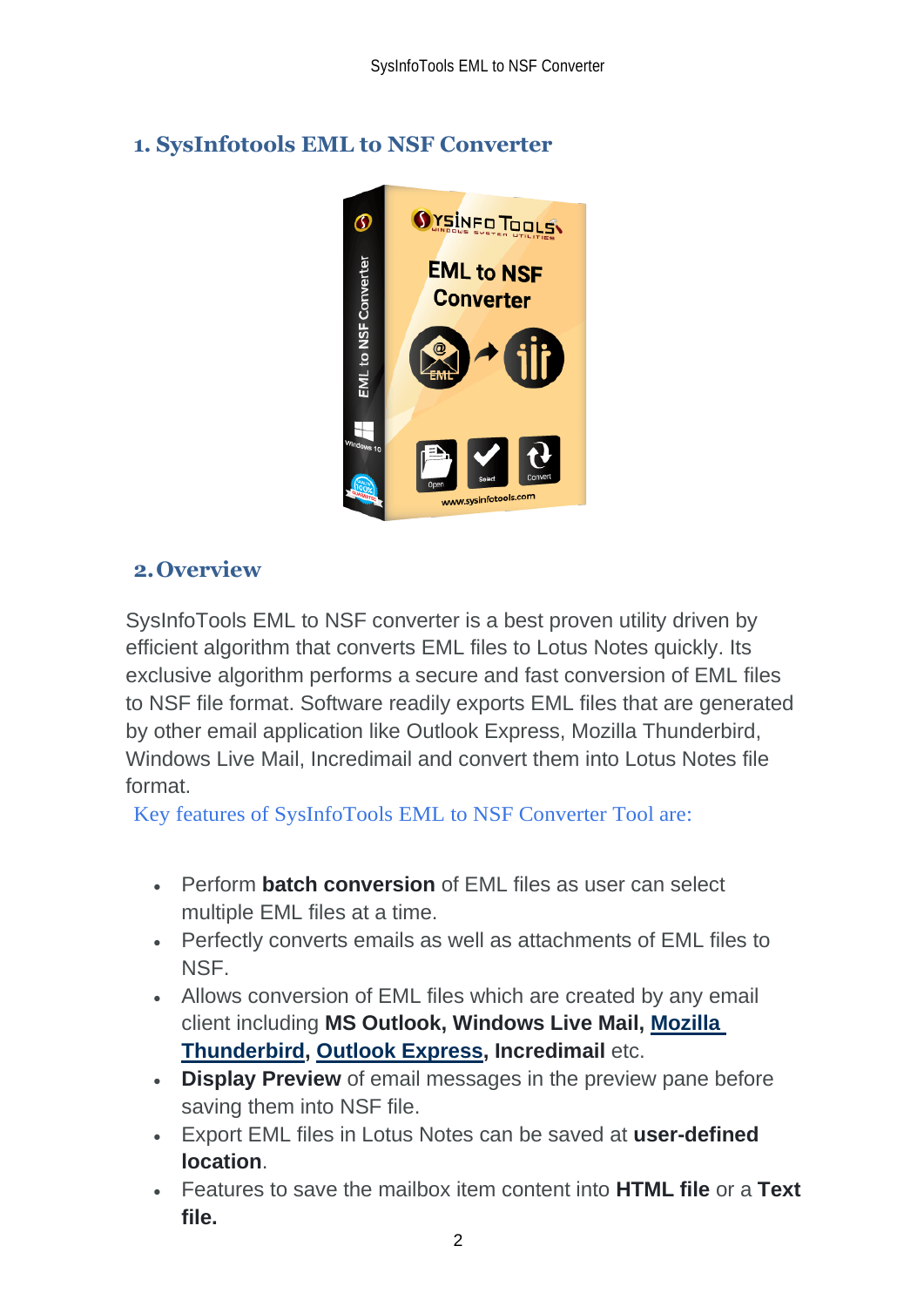## 1. SysInfotools EML to NSF Converter

## 2. Overview

SysInfoTools EML to NSF converter is a best proven utility driven by efficient algorithm that converts EML files to Lotus Notes quickly. Its exclusive algorithm performs a secure and fast conversion of EML files to NSF file format. Software readily exports EML files that are generated by other email application like Outlook Express, Mozilla Thunderbird, Windows Live Mail, Incredimail and convert them into Lotus Notes file format.

Key features of SysInfoTools EML to NSF Converter Tool are:

- Perform **batch conversion** of EML files as user can select multiple EML files at a time.
- Perfectly converts emails as well as attachments of EML files to NSF.
- Allows conversion of EML files which are created by any email client including **MS Outlook, Windows Live Mail, Mozilla Thunderbird, Outlook Express, Incredimail** etc.
- **Display Preview** of email messages in the preview pane before saving them into NSF file.
- Export EML files in Lotus Notes can be saved at **user-defined location**.
- Features to save the mailbox item content into **HTML file** or a **Text file.**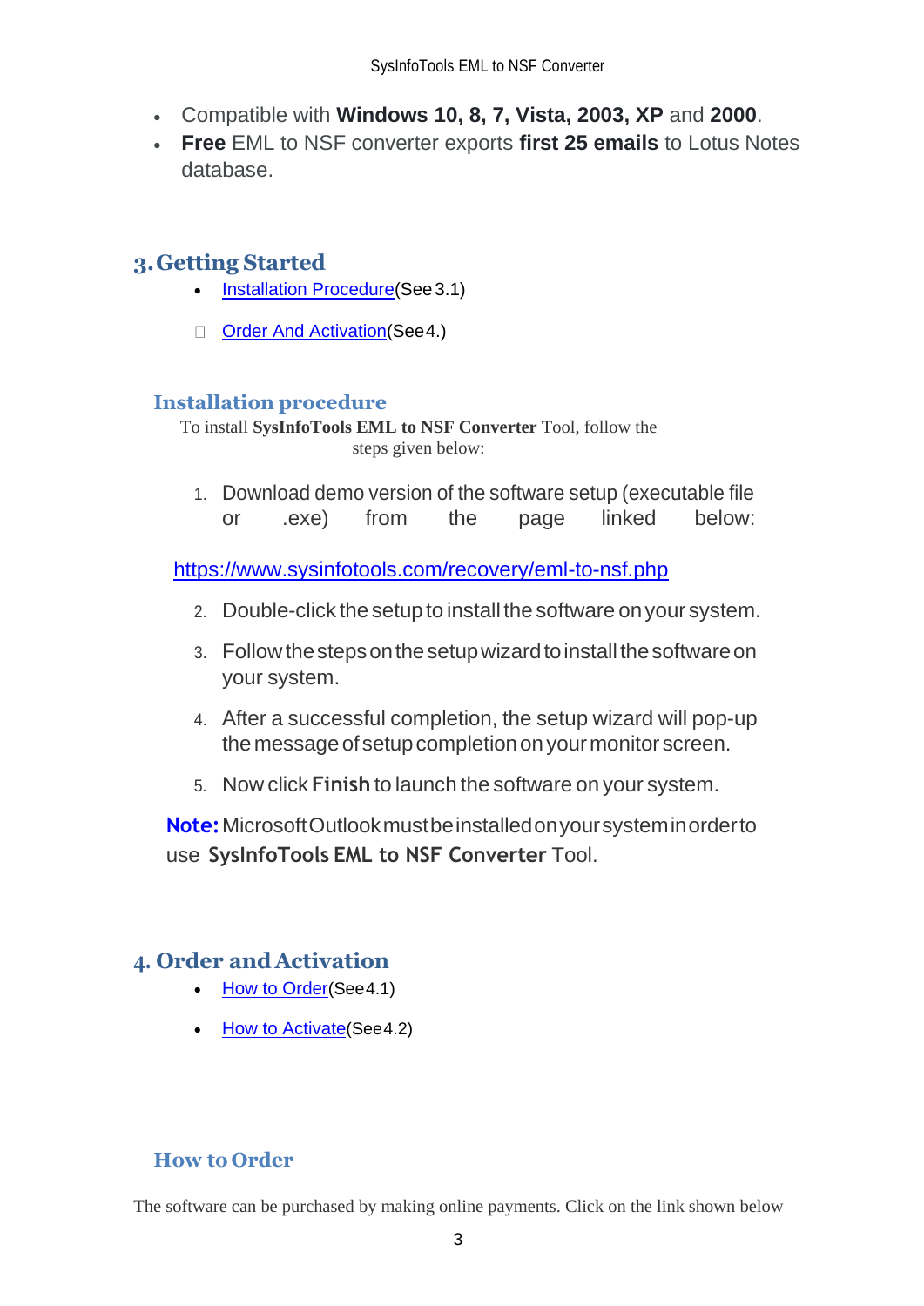- Compatible with **Windows 10, 8, 7, Vista, 2003, XP** and **2000**.
- **Free** EML to NSF converter exports **first 25 emails** to Lotus Notes database.

## 3. Getting Started

- Installation Procedure(See 3.1)
- Order And Activation(See 4.)

### Installation procedure

To install **SysInfoTools EML to NSF Converter** Tool, follow the steps given below:

1. Download demo version of the software setup (executable file or .exe) from the page linked below:

https://www.sysinfotools.com/recovery/eml-to-nsf.php

2. Double-click the setup to install the software on your system.
3. Follow the steps on the setup wizard to install the software on your system.
4. After a successful completion, the setup wizard will pop-up the message of setup completion on your monitor screen.
5. Now click **Finish** to launch the software on your system.

**Note:** Microsoft Outlook must be installed on your system in order to use **SysInfoTools EML to NSF Converter** Tool.

## 4. Order and Activation

- How to Order(See 4.1)
- How to Activate(See 4.2)

### How to Order

The software can be purchased by making online payments. Click on the link shown below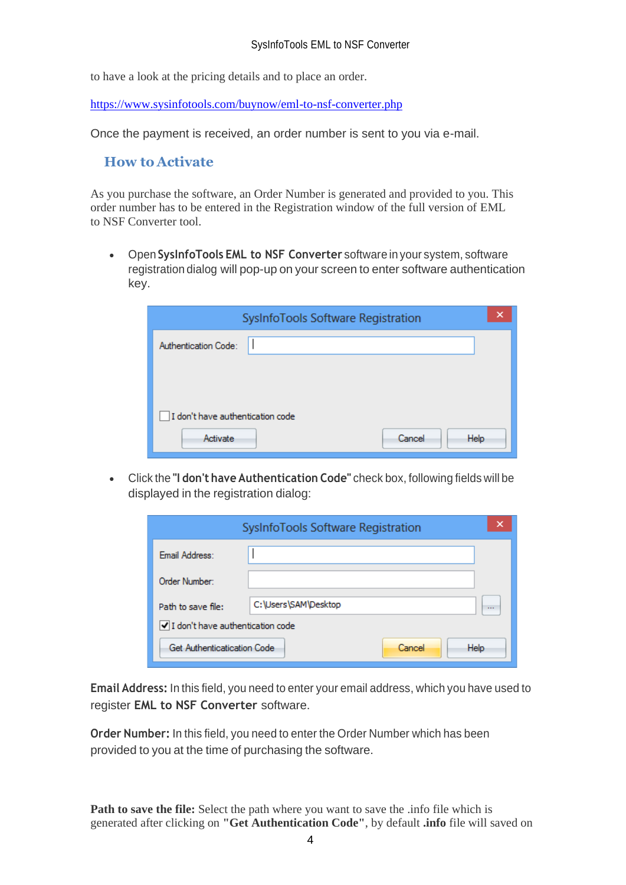to have a look at the pricing details and to place an order.

https://www.sysinfotools.com/buynow/eml-to-nsf-converter.php

Once the payment is received, an order number is sent to you via e-mail.

## How to Activate

As you purchase the software, an Order Number is generated and provided to you. This order number has to be entered in the Registration window of the full version of EML to NSF Converter tool.

- Open **SysInfoTools EML to NSF Converter** software in your system, software registration dialog will pop-up on your screen to enter software authentication key.

- Click the **"I don't have Authentication Code"** check box, following fields will be displayed in the registration dialog:

**Email Address:** In this field, you need to enter your email address, which you have used to register **EML to NSF Converter** software.

**Order Number:** In this field, you need to enter the Order Number which has been provided to you at the time of purchasing the software.

**Path to save the file:** Select the path where you want to save the .info file which is generated after clicking on **"Get Authentication Code"**, by default **.info** file will saved on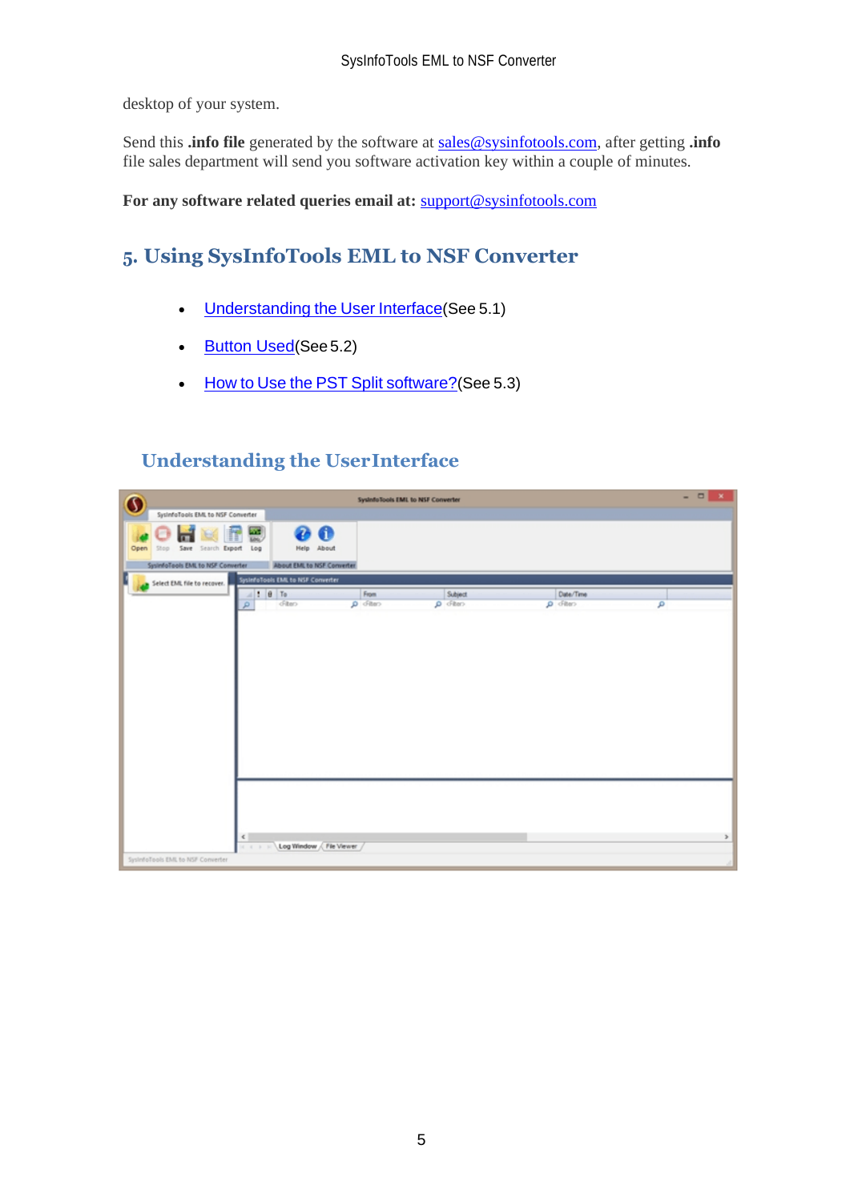desktop of your system.

Send this **.info file** generated by the software at sales@sysinfotools.com, after getting **.info** file sales department will send you software activation key within a couple of minutes.

**For any software related queries email at:** support@sysinfotools.com

# 5. Using SysInfoTools EML to NSF Converter

- Understanding the User Interface(See 5.1)
- Button Used(See 5.2)
- How to Use the PST Split software?(See 5.3)

## Understanding the UserInterface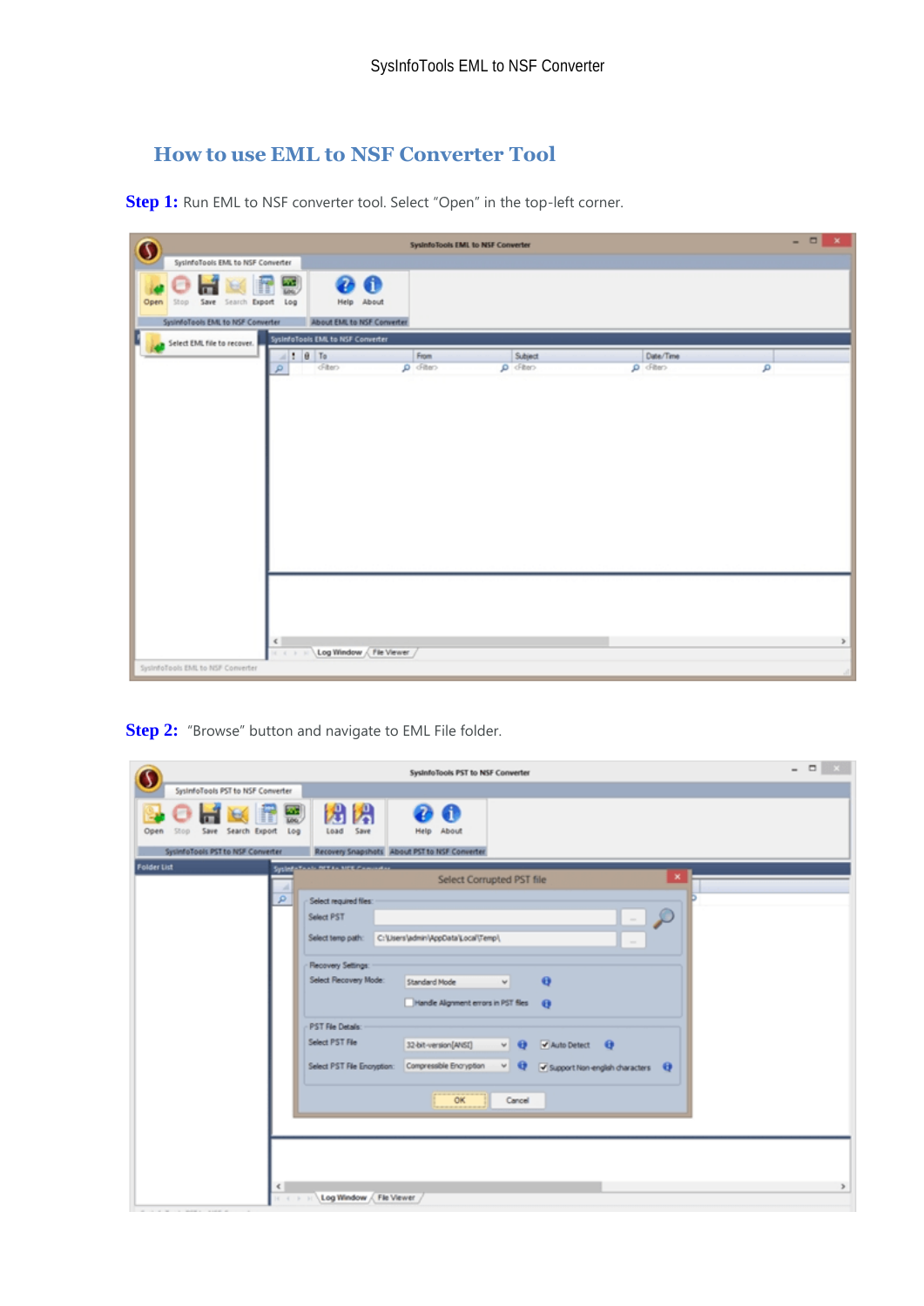## How to use EML to NSF Converter Tool

**Step 1:** Run EML to NSF converter tool. Select “Open” in the top-left corner.

**Step 2:** “Browse” button and navigate to EML File folder.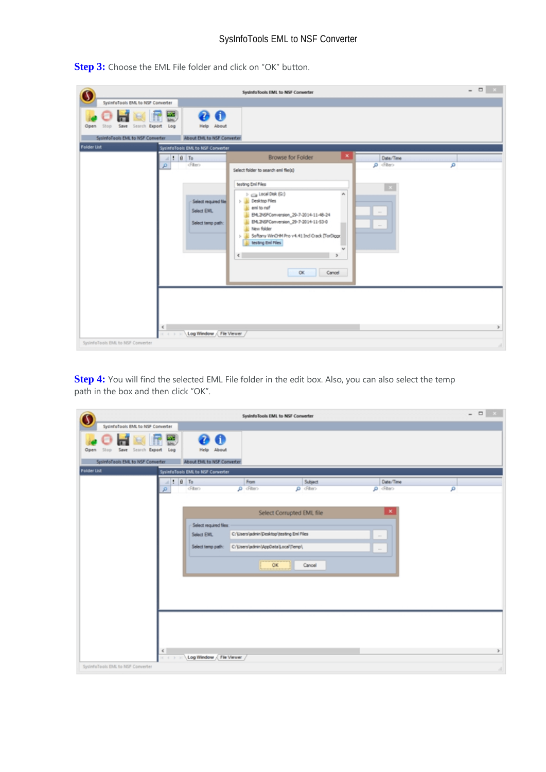**Step 3:** Choose the EML File folder and click on “OK” button.

**Step 4:** You will find the selected EML File folder in the edit box. Also, you can also select the temp path in the box and then click “OK”.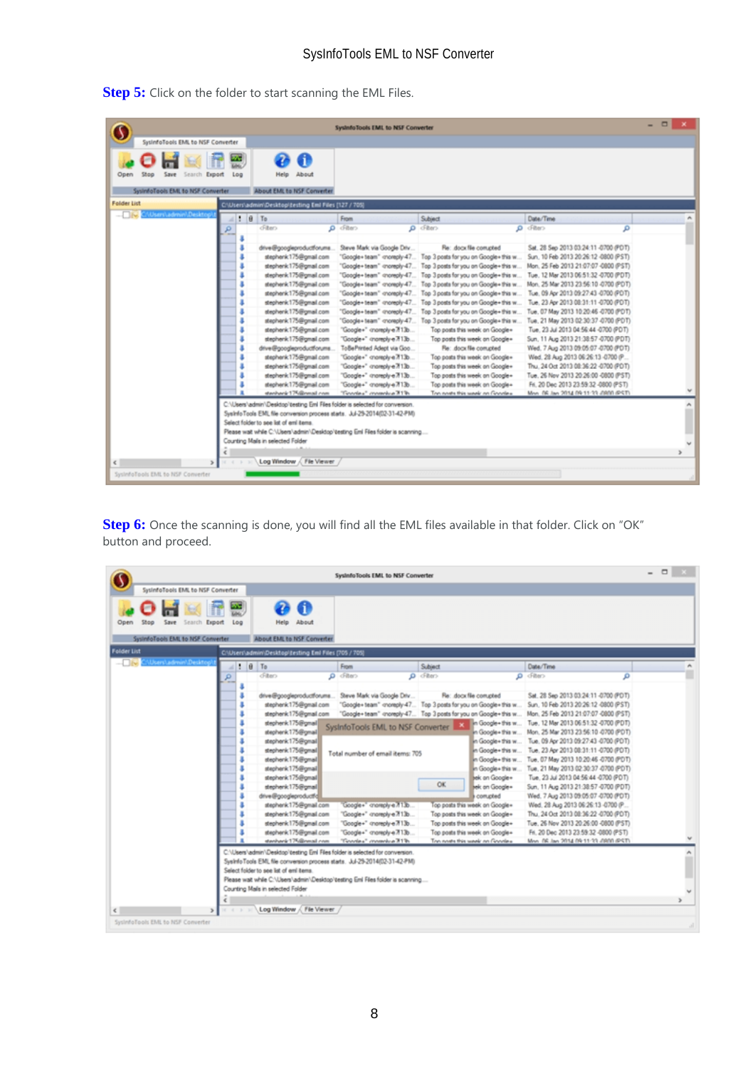**Step 5:** Click on the folder to start scanning the EML Files.

**Step 6:** Once the scanning is done, you will find all the EML files available in that folder. Click on "OK" button and proceed.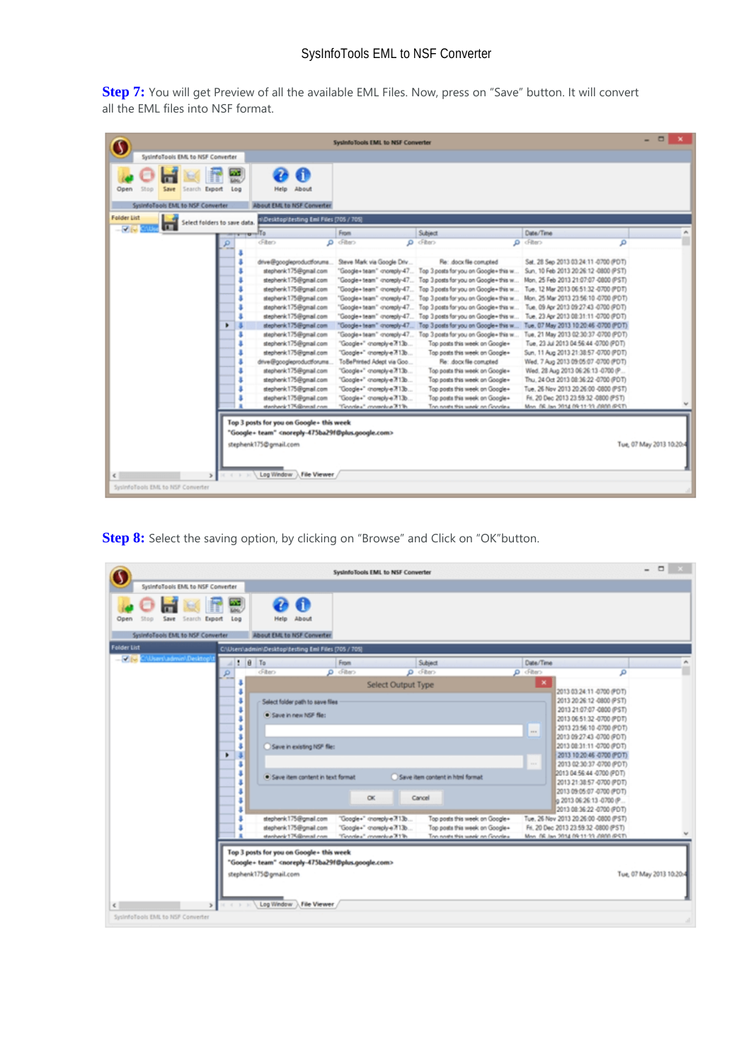**Step 7:** You will get Preview of all the available EML Files. Now, press on "Save" button. It will convert all the EML files into NSF format.

**Step 8:** Select the saving option, by clicking on "Browse" and Click on "OK"button.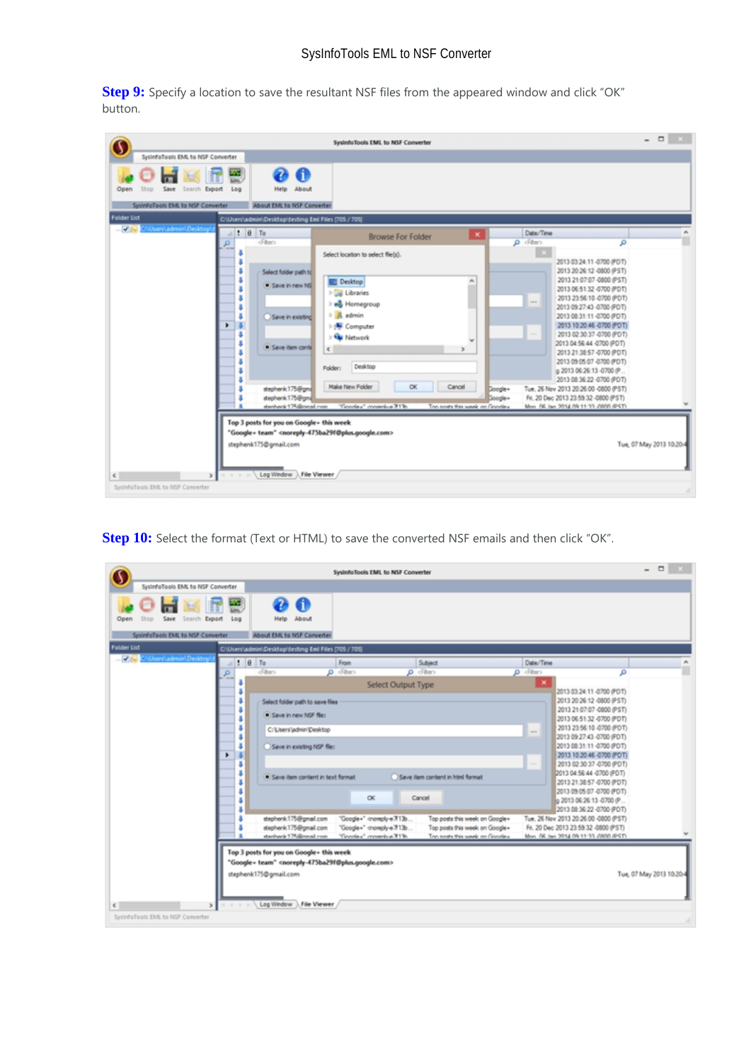**Step 9:** Specify a location to save the resultant NSF files from the appeared window and click "OK" button.

**Step 10:** Select the format (Text or HTML) to save the converted NSF emails and then click "OK".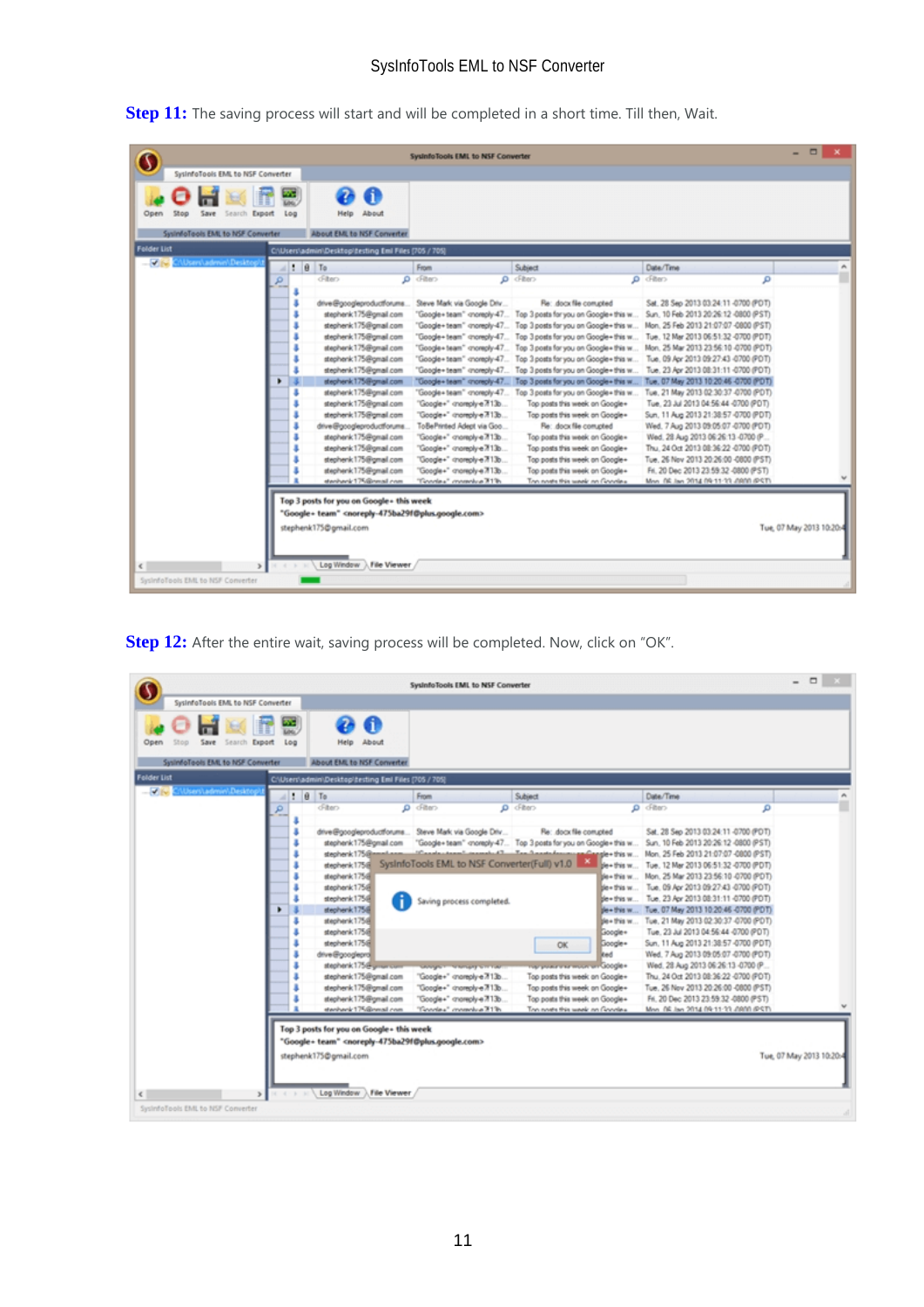**Step 11:** The saving process will start and will be completed in a short time. Till then, Wait.

**Step 12:** After the entire wait, saving process will be completed. Now, click on "OK".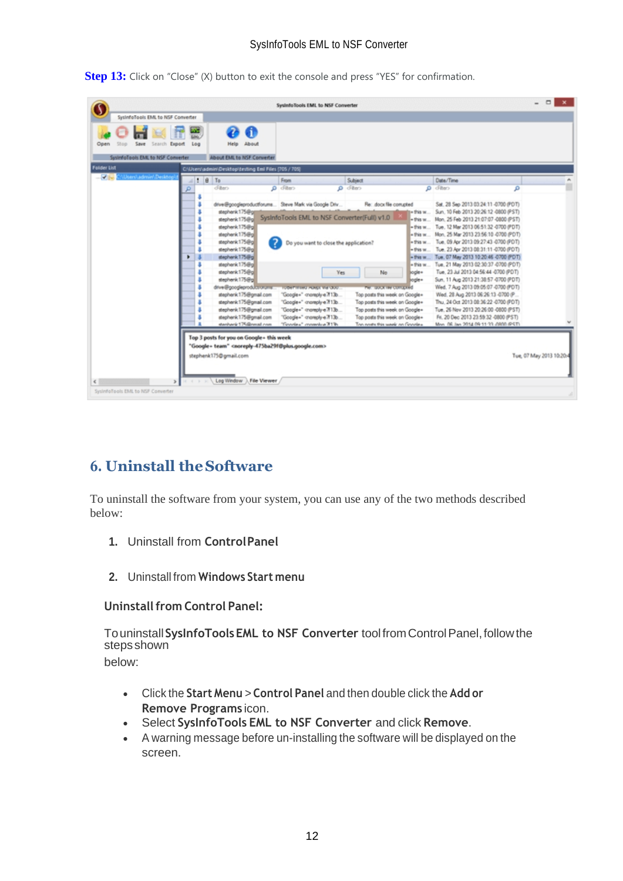**Step 13:** Click on "Close" (X) button to exit the console and press "YES" for confirmation.

## 6. Uninstall the Software

To uninstall the software from your system, you can use any of the two methods described below:

1. Uninstall from **Control Panel**
2. Uninstall from **Windows Start menu**

**Uninstall from Control Panel:**

To uninstall **SysInfoTools EML to NSF Converter** tool from Control Panel, follow the steps shown below:

- Click the **Start Menu** > **Control Panel** and then double click the **Add or Remove Programs** icon.
- Select **SysInfoTools EML to NSF Converter** and click **Remove**.
- A warning message before un-installing the software will be displayed on the screen.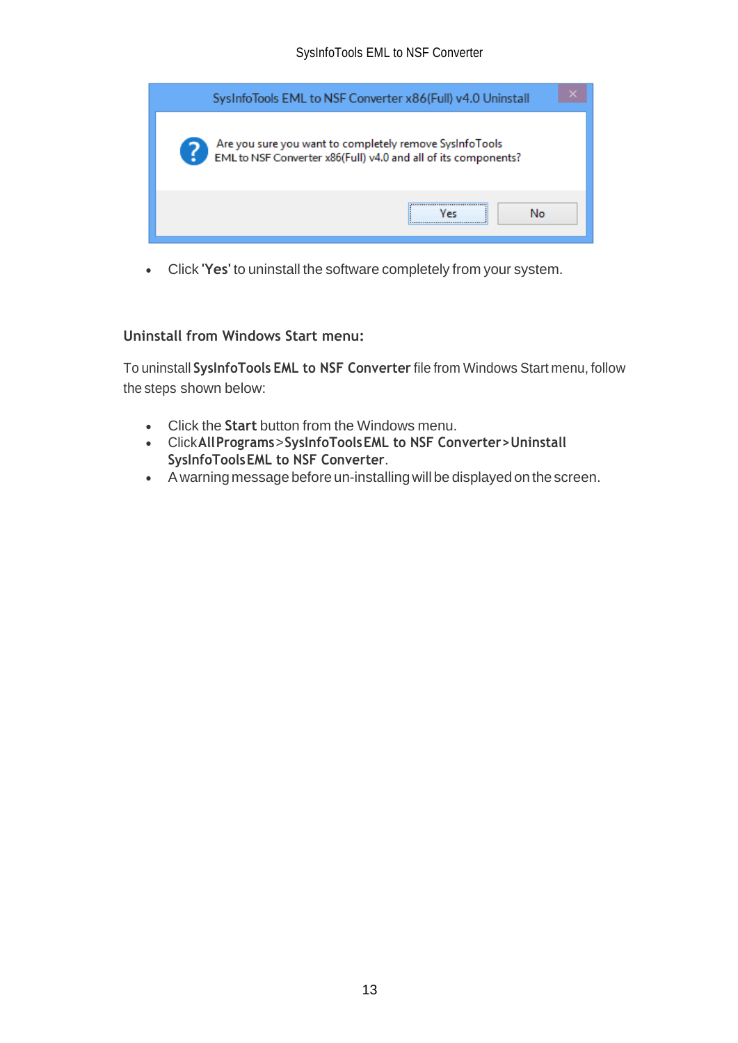- Click '**Yes**' to uninstall the software completely from your system.

### Uninstall from Windows Start menu:

To uninstall **SysInfoTools EML to NSF Converter** file from Windows Start menu, follow the steps shown below:

- Click the **Start** button from the Windows menu.
- Click **All Programs** > **SysInfoTools EML to NSF Converter** > **Uninstall SysInfoTools EML to NSF Converter**.
- A warning message before un-installing will be displayed on the screen.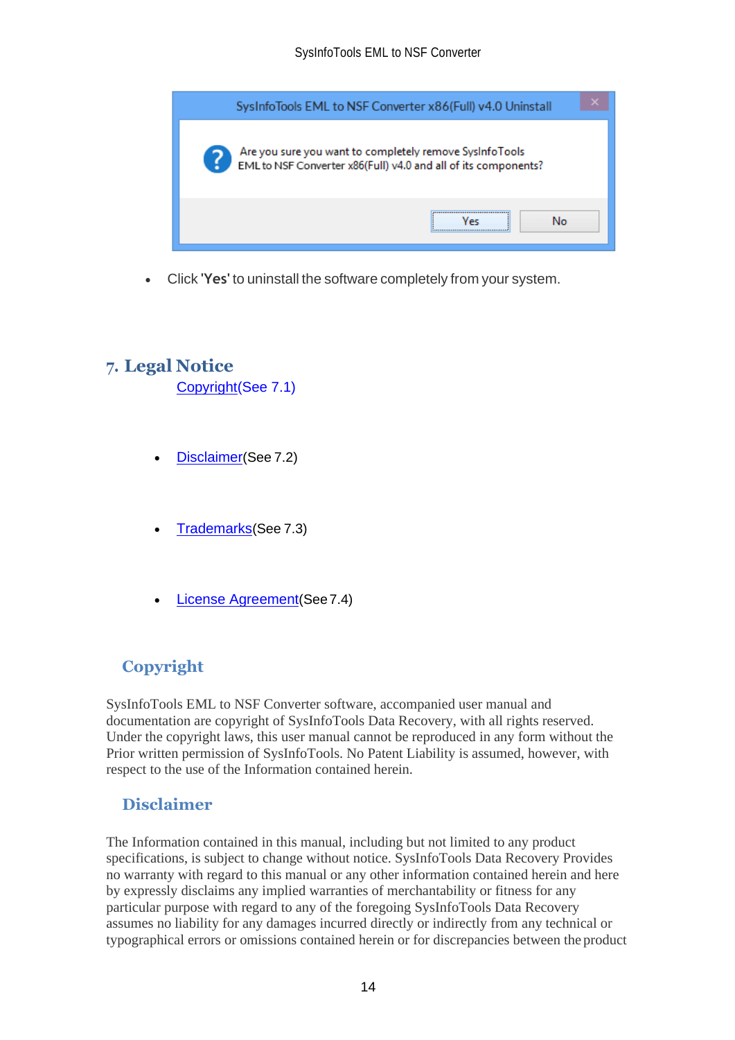- Click '**Yes**' to uninstall the software completely from your system.

# 7. Legal Notice

Copyright(See 7.1)

- Disclaimer(See 7.2)

- Trademarks(See 7.3)

- License Agreement(See 7.4)

## Copyright

SysInfoTools EML to NSF Converter software, accompanied user manual and documentation are copyright of SysInfoTools Data Recovery, with all rights reserved. Under the copyright laws, this user manual cannot be reproduced in any form without the Prior written permission of SysInfoTools. No Patent Liability is assumed, however, with respect to the use of the Information contained herein.

## Disclaimer

The Information contained in this manual, including but not limited to any product specifications, is subject to change without notice. SysInfoTools Data Recovery Provides no warranty with regard to this manual or any other information contained herein and here by expressly disclaims any implied warranties of merchantability or fitness for any particular purpose with regard to any of the foregoing SysInfoTools Data Recovery assumes no liability for any damages incurred directly or indirectly from any technical or typographical errors or omissions contained herein or for discrepancies between the product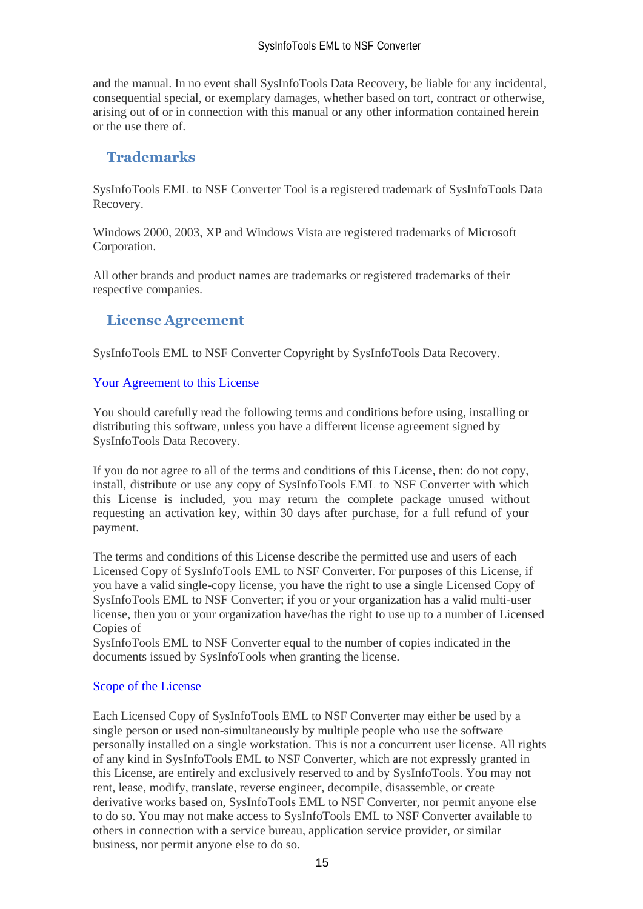and the manual. In no event shall SysInfoTools Data Recovery, be liable for any incidental, consequential special, or exemplary damages, whether based on tort, contract or otherwise, arising out of or in connection with this manual or any other information contained herein or the use there of.

## Trademarks

SysInfoTools EML to NSF Converter Tool is a registered trademark of SysInfoTools Data Recovery.

Windows 2000, 2003, XP and Windows Vista are registered trademarks of Microsoft Corporation.

All other brands and product names are trademarks or registered trademarks of their respective companies.

## License Agreement

SysInfoTools EML to NSF Converter Copyright by SysInfoTools Data Recovery.

### Your Agreement to this License

You should carefully read the following terms and conditions before using, installing or distributing this software, unless you have a different license agreement signed by SysInfoTools Data Recovery.

If you do not agree to all of the terms and conditions of this License, then: do not copy, install, distribute or use any copy of SysInfoTools EML to NSF Converter with which this License is included, you may return the complete package unused without requesting an activation key, within 30 days after purchase, for a full refund of your payment.

The terms and conditions of this License describe the permitted use and users of each Licensed Copy of SysInfoTools EML to NSF Converter. For purposes of this License, if you have a valid single-copy license, you have the right to use a single Licensed Copy of SysInfoTools EML to NSF Converter; if you or your organization has a valid multi-user license, then you or your organization have/has the right to use up to a number of Licensed Copies of
SysInfoTools EML to NSF Converter equal to the number of copies indicated in the documents issued by SysInfoTools when granting the license.

### Scope of the License

Each Licensed Copy of SysInfoTools EML to NSF Converter may either be used by a single person or used non-simultaneously by multiple people who use the software personally installed on a single workstation. This is not a concurrent user license. All rights of any kind in SysInfoTools EML to NSF Converter, which are not expressly granted in this License, are entirely and exclusively reserved to and by SysInfoTools. You may not rent, lease, modify, translate, reverse engineer, decompile, disassemble, or create derivative works based on, SysInfoTools EML to NSF Converter, nor permit anyone else to do so. You may not make access to SysInfoTools EML to NSF Converter available to others in connection with a service bureau, application service provider, or similar business, nor permit anyone else to do so.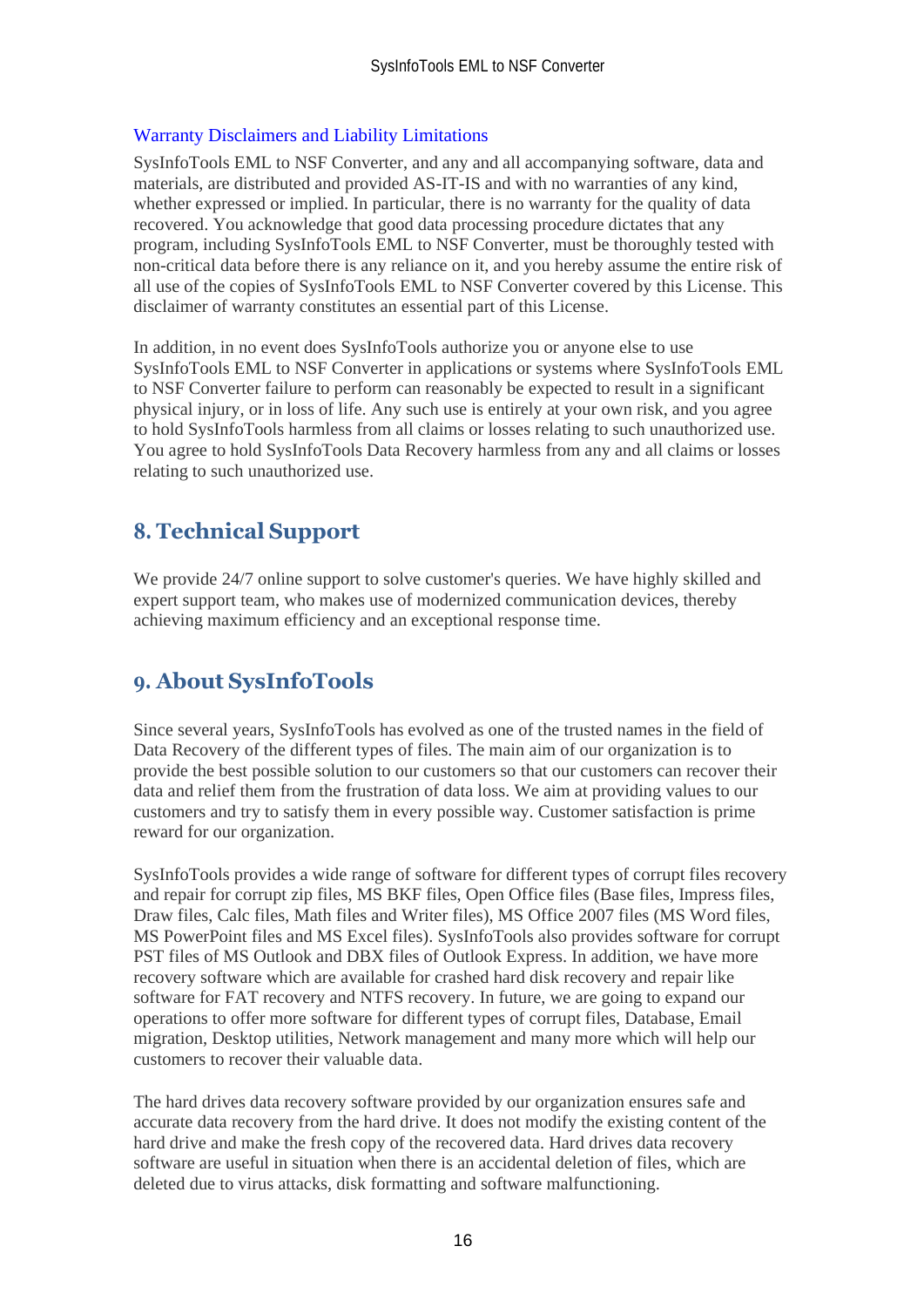### Warranty Disclaimers and Liability Limitations

SysInfoTools EML to NSF Converter, and any and all accompanying software, data and materials, are distributed and provided AS-IT-IS and with no warranties of any kind, whether expressed or implied. In particular, there is no warranty for the quality of data recovered. You acknowledge that good data processing procedure dictates that any program, including SysInfoTools EML to NSF Converter, must be thoroughly tested with non-critical data before there is any reliance on it, and you hereby assume the entire risk of all use of the copies of SysInfoTools EML to NSF Converter covered by this License. This disclaimer of warranty constitutes an essential part of this License.

In addition, in no event does SysInfoTools authorize you or anyone else to use SysInfoTools EML to NSF Converter in applications or systems where SysInfoTools EML to NSF Converter failure to perform can reasonably be expected to result in a significant physical injury, or in loss of life. Any such use is entirely at your own risk, and you agree to hold SysInfoTools harmless from all claims or losses relating to such unauthorized use. You agree to hold SysInfoTools Data Recovery harmless from any and all claims or losses relating to such unauthorized use.

## 8. Technical Support

We provide 24/7 online support to solve customer's queries. We have highly skilled and expert support team, who makes use of modernized communication devices, thereby achieving maximum efficiency and an exceptional response time.

## 9. About SysInfoTools

Since several years, SysInfoTools has evolved as one of the trusted names in the field of Data Recovery of the different types of files. The main aim of our organization is to provide the best possible solution to our customers so that our customers can recover their data and relief them from the frustration of data loss. We aim at providing values to our customers and try to satisfy them in every possible way. Customer satisfaction is prime reward for our organization.

SysInfoTools provides a wide range of software for different types of corrupt files recovery and repair for corrupt zip files, MS BKF files, Open Office files (Base files, Impress files, Draw files, Calc files, Math files and Writer files), MS Office 2007 files (MS Word files, MS PowerPoint files and MS Excel files). SysInfoTools also provides software for corrupt PST files of MS Outlook and DBX files of Outlook Express. In addition, we have more recovery software which are available for crashed hard disk recovery and repair like software for FAT recovery and NTFS recovery. In future, we are going to expand our operations to offer more software for different types of corrupt files, Database, Email migration, Desktop utilities, Network management and many more which will help our customers to recover their valuable data.

The hard drives data recovery software provided by our organization ensures safe and accurate data recovery from the hard drive. It does not modify the existing content of the hard drive and make the fresh copy of the recovered data. Hard drives data recovery software are useful in situation when there is an accidental deletion of files, which are deleted due to virus attacks, disk formatting and software malfunctioning.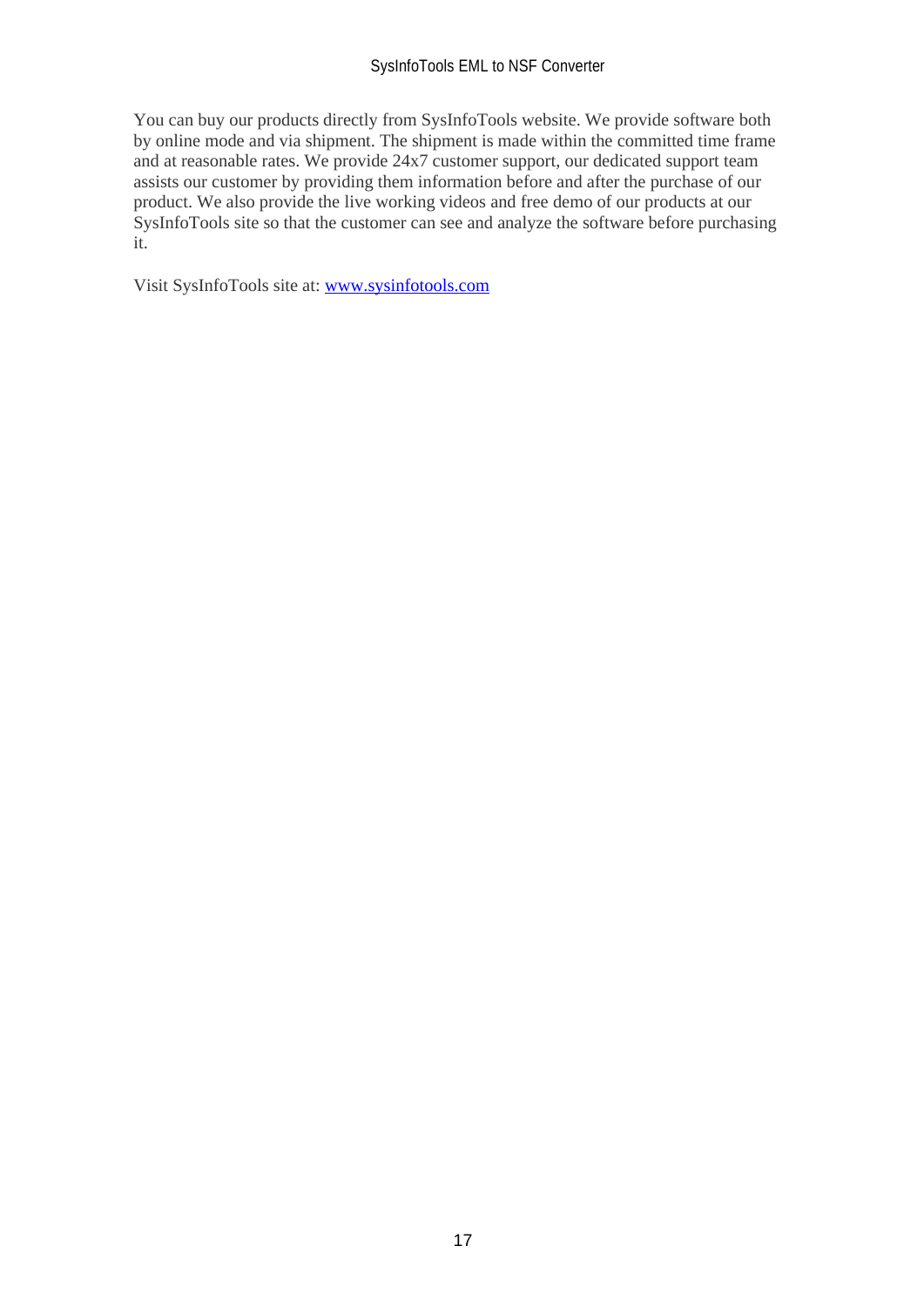You can buy our products directly from SysInfoTools website. We provide software both by online mode and via shipment. The shipment is made within the committed time frame and at reasonable rates. We provide 24x7 customer support, our dedicated support team assists our customer by providing them information before and after the purchase of our product. We also provide the live working videos and free demo of our products at our SysInfoTools site so that the customer can see and analyze the software before purchasing it.

Visit SysInfoTools site at: [www.sysinfotools.com](http://www.sysinfotools.com)